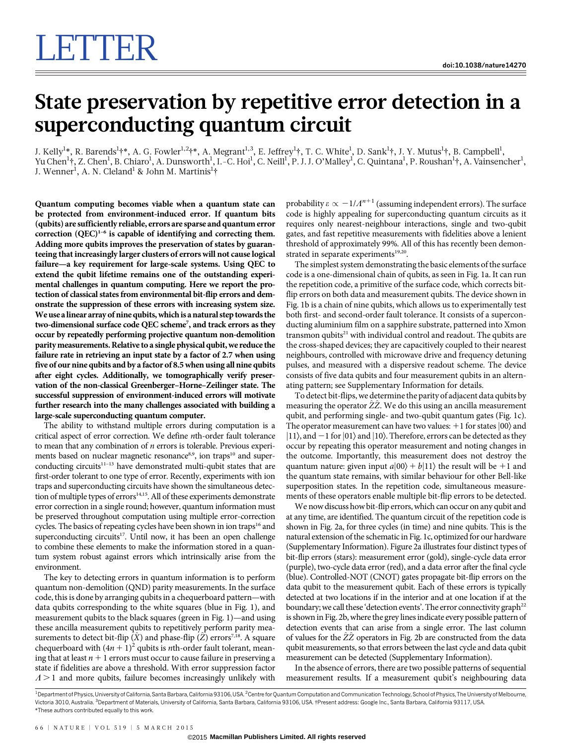# LETTER

# State preservation by repetitive error detection in a superconducting quantum circuit

J. Kelly[1]*, R. Barends[1]†*, A. G. Fowler[1,2]†*, A. Megrant[1,3], E. Jeffrey[1]†, T. C. White[1], D. Sank[1]†, J. Y. Mutus[1]†, B. Campbell[1], Yu Chen[1]†, Z. Chen[1], B. Chiaro[1], A. Dunsworth[1], I.-C. Hoi[1], C. Neill[1], P. J. J. O'Malley[1], C. Quintana[1], P. Roushan[1]†, A. Vainsencher[1], J. Wenner[1], A. N. Cleland[1] & John M. Martinis[1]†

**Quantum computing becomes viable when a quantum state can be protected from environment-induced error. If quantum bits (qubits) are sufficiently reliable, errors are sparse and quantum error correction (QEC)[1–6] is capable of identifying and correcting them. Adding more qubits improves the preservation of states by guaranteeing that increasingly larger clusters of errors will not cause logical failure—a key requirement for large-scale systems. Using QEC to extend the qubit lifetime remains one of the outstanding experimental challenges in quantum computing. Here we report the protection of classical states from environmental bit-flip errors and demonstrate the suppression of these errors with increasing system size. We use a linear array of nine qubits, which is a natural step towards the two-dimensional surface code QEC scheme[7], and track errors as they occur by repeatedly performing projective quantum non-demolition parity measurements. Relative to a single physical qubit, we reduce the failure rate in retrieving an input state by a factor of 2.7 when using five of our nine qubits and by a factor of 8.5 when using all nine qubits after eight cycles. Additionally, we tomographically verify preservation of the non-classical Greenberger–Horne–Zeilinger state. The successful suppression of environment-induced errors will motivate further research into the many challenges associated with building a large-scale superconducting quantum computer.**

The ability to withstand multiple errors during computation is a critical aspect of error correction. We define *n*th-order fault tolerance to mean that any combination of *n* errors is tolerable. Previous experiments based on nuclear magnetic resonance[8,9], ion traps[10] and superconducting circuits[11–13] have demonstrated multi-qubit states that are first-order tolerant to one type of error. Recently, experiments with ion traps and superconducting circuits have shown the simultaneous detection of multiple types of errors[14,15]. All of these experiments demonstrate error correction in a single round; however, quantum information must be preserved throughout computation using multiple error-correction cycles. The basics of repeating cycles have been shown in ion traps[16] and superconducting circuits[17]. Until now, it has been an open challenge to combine these elements to make the information stored in a quantum system robust against errors which intrinsically arise from the environment.

The key to detecting errors in quantum information is to perform quantum non-demolition (QND) parity measurements. In the surface code, this is done by arranging qubits in a chequerboard pattern—with data qubits corresponding to the white squares (blue in Fig. 1), and measurement qubits to the black squares (green in Fig. 1)—and using these ancilla measurement qubits to repetitively perform parity measurements to detect bit-flip ($\hat{X}$) and phase-flip ($\hat{Z}$) errors[7,18]. A square chequerboard with $(4n+1)^2$ qubits is *n*th-order fault tolerant, meaning that at least $n+1$ errors must occur to cause failure in preserving a state if fidelities are above a threshold. With error suppression factor $\Lambda > 1$ and more qubits, failure becomes increasingly unlikely with probability $\varepsilon \propto -1/\Lambda^{n+1}$ (assuming independent errors). The surface code is highly appealing for superconducting quantum circuits as it requires only nearest-neighbour interactions, single and two-qubit gates, and fast repetitive measurements with fidelities above a lenient threshold of approximately 99%. All of this has recently been demonstrated in separate experiments[19,20].

The simplest system demonstrating the basic elements of the surface code is a one-dimensional chain of qubits, as seen in Fig. 1a. It can run the repetition code, a primitive of the surface code, which corrects bit-flip errors on both data and measurement qubits. The device shown in Fig. 1b is a chain of nine qubits, which allows us to experimentally test both first- and second-order fault tolerance. It consists of a superconducting aluminium film on a sapphire substrate, patterned into Xmon transmon qubits[21] with individual control and readout. The qubits are the cross-shaped devices; they are capacitively coupled to their nearest neighbours, controlled with microwave drive and frequency detuning pulses, and measured with a dispersive readout scheme. The device consists of five data qubits and four measurement qubits in an alternating pattern; see Supplementary Information for details.

To detect bit-flips, we determine the parity of adjacent data qubits by measuring the operator $\hat{Z}\hat{Z}$. We do this using an ancilla measurement qubit, and performing single- and two-qubit quantum gates (Fig. 1c). The operator measurement can have two values: +1 for states $|00\rangle$ and $|11\rangle$, and −1 for $|01\rangle$ and $|10\rangle$. Therefore, errors can be detected as they occur by repeating this operator measurement and noting changes in the outcome. Importantly, this measurement does not destroy the quantum nature: given input $a|00\rangle + b|11\rangle$ the result will be +1 and the quantum state remains, with similar behaviour for other Bell-like superposition states. In the repetition code, simultaneous measurements of these operators enable multiple bit-flip errors to be detected.

We now discuss how bit-flip errors, which can occur on any qubit and at any time, are identified. The quantum circuit of the repetition code is shown in Fig. 2a, for three cycles (in time) and nine qubits. This is the natural extension of the schematic in Fig. 1c, optimized for our hardware (Supplementary Information). Figure 2a illustrates four distinct types of bit-flip errors (stars): measurement error (gold), single-cycle data error (purple), two-cycle data error (red), and a data error after the final cycle (blue). Controlled-NOT (CNOT) gates propagate bit-flip errors on the data qubit to the measurement qubit. Each of these errors is typically detected at two locations if in the interior and at one location if at the boundary; we call these 'detection events'. The error connectivity graph[22] is shown in Fig. 2b, where the grey lines indicate every possible pattern of detection events that can arise from a single error. The last column of values for the $\hat{Z}\hat{Z}$ operators in Fig. 2b are constructed from the data qubit measurements, so that errors between the last cycle and data qubit measurement can be detected (Supplementary Information).

In the absence of errors, there are two possible patterns of sequential measurement results. If a measurement qubit's neighbouring data

[1]Department of Physics, University of California, Santa Barbara, California 93106, USA. [2]Centre for Quantum Computation and Communication Technology, School of Physics, The University of Melbourne, Victoria 3010, Australia. [3]Department of Materials, University of California, Santa Barbara, California 93106, USA. †Present address: Google Inc., Santa Barbara, California 93117, USA.
*These authors contributed equally to this work.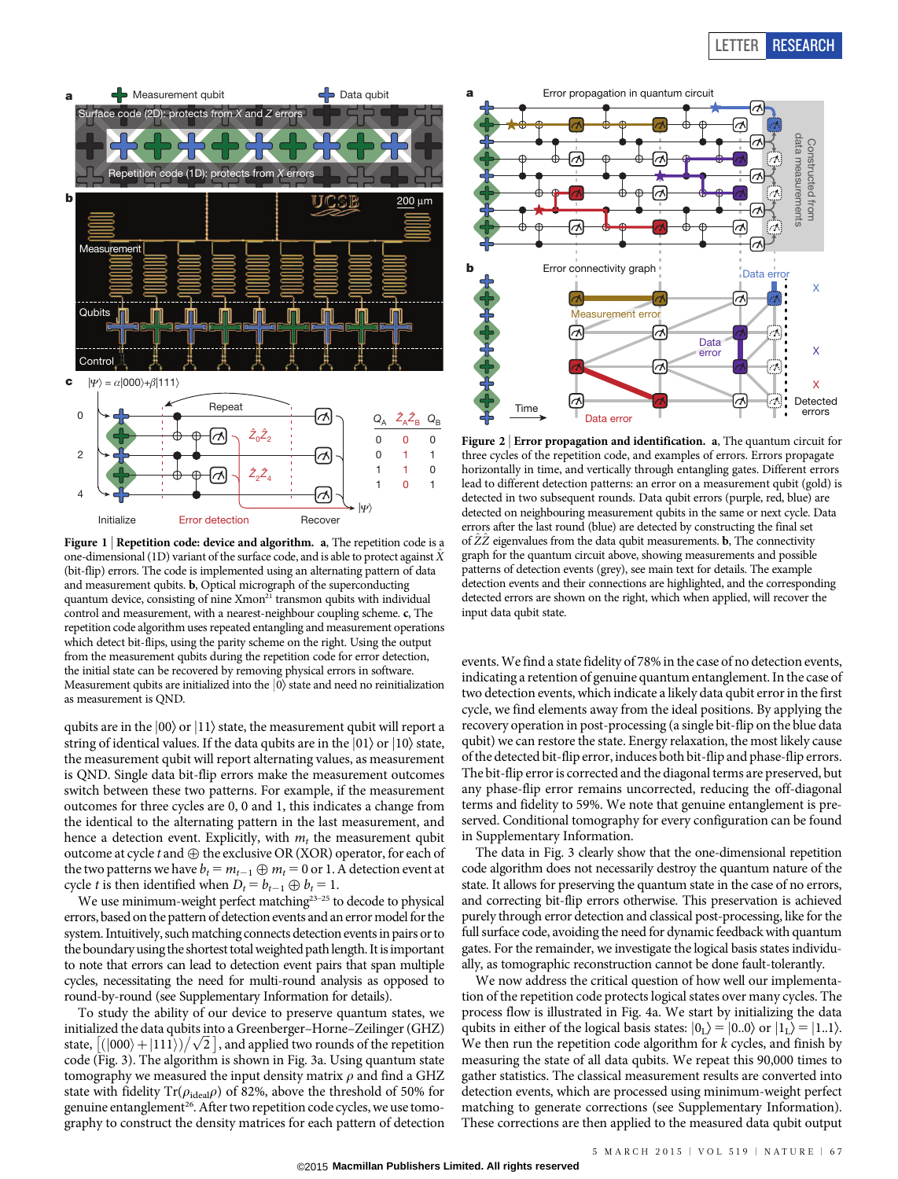**Figure 1 | Repetition code: device and algorithm.** **a**, The repetition code is a one-dimensional (1D) variant of the surface code, and is able to protect against $\hat{X}$ (bit-flip) errors. The code is implemented using an alternating pattern of data and measurement qubits. **b**, Optical micrograph of the superconducting quantum device, consisting of nine Xmon[21] transmon qubits with individual control and measurement, with a nearest-neighbour coupling scheme. **c**, The repetition code algorithm uses repeated entangling and measurement operations which detect bit-flips, using the parity scheme on the right. Using the output from the measurement qubits during the repetition code for error detection, the initial state can be recovered by removing physical errors in software. Measurement qubits are initialized into the $|0\rangle$ state and need no reinitialization as measurement is QND.

**Figure 2 | Error propagation and identification.** **a**, The quantum circuit for three cycles of the repetition code, and examples of errors. Errors propagate horizontally in time, and vertically through entangling gates. Different errors lead to different detection patterns: an error on a measurement qubit (gold) is detected in two subsequent rounds. Data qubit errors (purple, red, blue) are detected on neighbouring measurement qubits in the same or next cycle. Data errors after the last round (blue) are detected by constructing the final set of $\hat{Z}\hat{Z}$ eigenvalues from the data qubit measurements. **b**, The connectivity graph for the quantum circuit above, showing measurements and possible patterns of detection events (grey), see main text for details. The example detection events and their connections are highlighted, and the corresponding detected errors are shown on the right, which when applied, will recover the input data qubit state.

qubits are in the $|00\rangle$ or $|11\rangle$ state, the measurement qubit will report a string of identical values. If the data qubits are in the $|01\rangle$ or $|10\rangle$ state, the measurement qubit will report alternating values, as measurement is QND. Single data bit-flip errors make the measurement outcomes switch between these two patterns. For example, if the measurement outcomes for three cycles are 0, 0 and 1, this indicates a change from the identical to the alternating pattern in the last measurement, and hence a detection event. Explicitly, with $m_t$ the measurement qubit outcome at cycle $t$ and $\oplus$ the exclusive OR (XOR) operator, for each of the two patterns we have $b_t = m_{t-1} \oplus m_t = 0$ or 1. A detection event at cycle $t$ is then identified when $D_t = b_{t-1} \oplus b_t = 1$.

We use minimum-weight perfect matching[23–25] to decode to physical errors, based on the pattern of detection events and an error model for the system. Intuitively, such matching connects detection events in pairs or to the boundary using the shortest total weighted path length. It is important to note that errors can lead to detection event pairs that span multiple cycles, necessitating the need for multi-round analysis as opposed to round-by-round (see Supplementary Information for details).

To study the ability of our device to preserve quantum states, we initialized the data qubits into a Greenberger–Horne–Zeilinger (GHZ) state, $\left[(|000\rangle+|111\rangle)/\sqrt{2}\right]$, and applied two rounds of the repetition code (Fig. 3). The algorithm is shown in Fig. 3a. Using quantum state tomography we measured the input density matrix $\rho$ and find a GHZ state with fidelity $\mathrm{Tr}(\rho_{\mathrm{ideal}}\rho)$ of 82%, above the threshold of 50% for genuine entanglement[26]. After two repetition code cycles, we use tomography to construct the density matrices for each pattern of detection events. We find a state fidelity of 78% in the case of no detection events, indicating a retention of genuine quantum entanglement. In the case of two detection events, which indicate a likely data qubit error in the first cycle, we find elements away from the ideal positions. By applying the recovery operation in post-processing (a single bit-flip on the blue data qubit) we can restore the state. Energy relaxation, the most likely cause of the detected bit-flip error, induces both bit-flip and phase-flip errors. The bit-flip error is corrected and the diagonal terms are preserved, but any phase-flip error remains uncorrected, reducing the off-diagonal terms and fidelity to 59%. We note that genuine entanglement is preserved. Conditional tomography for every configuration can be found in Supplementary Information.

The data in Fig. 3 clearly show that the one-dimensional repetition code algorithm does not necessarily destroy the quantum nature of the state. It allows for preserving the quantum state in the case of no errors, and correcting bit-flip errors otherwise. This preservation is achieved purely through error detection and classical post-processing, like for the full surface code, avoiding the need for dynamic feedback with quantum gates. For the remainder, we investigate the logical basis states individually, as tomographic reconstruction cannot be done fault-tolerantly.

We now address the critical question of how well our implementation of the repetition code protects logical states over many cycles. The process flow is illustrated in Fig. 4a. We start by initializing the data qubits in either of the logical basis states: $|0_L\rangle = |0..0\rangle$ or $|1_L\rangle = |1..1\rangle$. We then run the repetition code algorithm for $k$ cycles, and finish by measuring the state of all data qubits. We repeat this 90,000 times to gather statistics. The classical measurement results are converted into detection events, which are processed using minimum-weight perfect matching to generate corrections (see Supplementary Information). These corrections are then applied to the measured data qubit output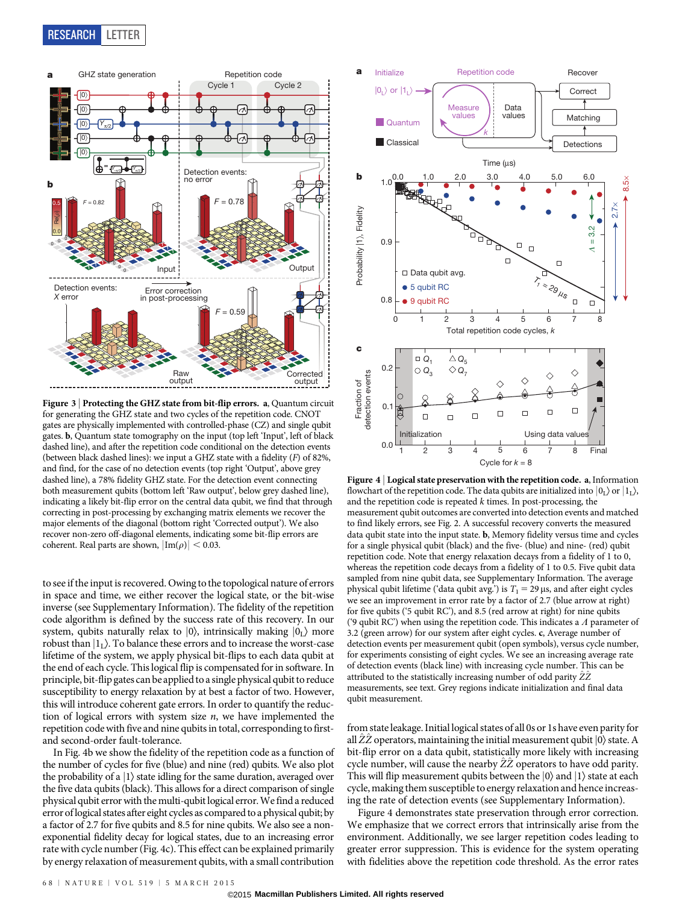**Figure 3 | Protecting the GHZ state from bit-flip errors. a**, Quantum circuit for generating the GHZ state and two cycles of the repetition code. CNOT gates are physically implemented with controlled-phase (CZ) and single qubit gates. **b**, Quantum state tomography on the input (top left 'Input', left of black dashed line), and after the repetition code conditional on the detection events (between black dashed lines): we input a GHZ state with a fidelity ($F$) of 82%, and find, for the case of no detection events (top right 'Output', above grey dashed line), a 78% fidelity GHZ state. For the detection event connecting both measurement qubits (bottom left 'Raw output', below grey dashed line), indicating a likely bit-flip error on the central data qubit, we find that through correcting in post-processing by exchanging matrix elements we recover the major elements of the diagonal (bottom right 'Corrected output'). We also recover non-zero off-diagonal elements, indicating some bit-flip errors are coherent. Real parts are shown, $|\mathrm{Im}(\rho)| < 0.03$.

to see if the input is recovered. Owing to the topological nature of errors in space and time, we either recover the logical state, or the bit-wise inverse (see Supplementary Information). The fidelity of the repetition code algorithm is defined by the success rate of this recovery. In our system, qubits naturally relax to $|0\rangle$, intrinsically making $|0_L\rangle$ more robust than $|1_L\rangle$. To balance these errors and to investigate the worst-case lifetime of the system, we apply physical bit-flips to each data qubit at the end of each cycle. This logical flip is compensated for in software. In principle, bit-flip gates can be applied to a single physical qubit to reduce susceptibility to energy relaxation by at best a factor of two. However, this will introduce coherent gate errors. In order to quantify the reduction of logical errors with system size $n$, we have implemented the repetition code with five and nine qubits in total, corresponding to first- and second-order fault-tolerance.

In Fig. 4b we show the fidelity of the repetition code as a function of the number of cycles for five (blue) and nine (red) qubits. We also plot the probability of a $|1\rangle$ state idling for the same duration, averaged over the five data qubits (black). This allows for a direct comparison of single physical qubit error with the multi-qubit logical error. We find a reduced error of logical states after eight cycles as compared to a physical qubit; by a factor of 2.7 for five qubits and 8.5 for nine qubits. We also see a non-exponential fidelity decay for logical states, due to an increasing error rate with cycle number (Fig. 4c). This effect can be explained primarily by energy relaxation of measurement qubits, with a small contribution from state leakage. Initial logical states of all 0s or 1s have even parity for all $\hat{Z}\hat{Z}$ operators, maintaining the initial measurement qubit $|0\rangle$ state. A bit-flip error on a data qubit, statistically more likely with increasing cycle number, will cause the nearby $\hat{Z}\hat{Z}$ operators to have odd parity. This will flip measurement qubits between the $|0\rangle$ and $|1\rangle$ state at each cycle, making them susceptible to energy relaxation and hence increasing the rate of detection events (see Supplementary Information).

**Figure 4 | Logical state preservation with the repetition code. a**, Information flowchart of the repetition code. The data qubits are initialized into $|0_L\rangle$ or $|1_L\rangle$, and the repetition code is repeated $k$ times. In post-processing, the measurement qubit outcomes are converted into detection events and matched to find likely errors, see Fig. 2. A successful recovery converts the measured data qubit state into the input state. **b**, Memory fidelity versus time and cycles for a single physical qubit (black) and the five- (blue) and nine- (red) qubit repetition code. Note that energy relaxation decays from a fidelity of 1 to 0, whereas the repetition code decays from a fidelity of 1 to 0.5. Five qubit data sampled from nine qubit data, see Supplementary Information. The average physical qubit lifetime ('data qubit avg.') is $T_1 = 29\,\mu$s, and after eight cycles we see an improvement in error rate by a factor of 2.7 (blue arrow at right) for five qubits ('5 qubit RC'), and 8.5 (red arrow at right) for nine qubits ('9 qubit RC') when using the repetition code. This indicates a $\Lambda$ parameter of 3.2 (green arrow) for our system after eight cycles. **c**, Average number of detection events per measurement qubit (open symbols), versus cycle number, for experiments consisting of eight cycles. We see an increasing average rate of detection events (black line) with increasing cycle number. This can be attributed to the statistically increasing number of odd parity $\hat{Z}\hat{Z}$ measurements, see text. Grey regions indicate initialization and final data qubit measurement.

Figure 4 demonstrates state preservation through error correction. We emphasize that we correct errors that intrinsically arise from the environment. Additionally, we see larger repetition codes leading to greater error suppression. This is evidence for the system operating with fidelities above the repetition code threshold. As the error rates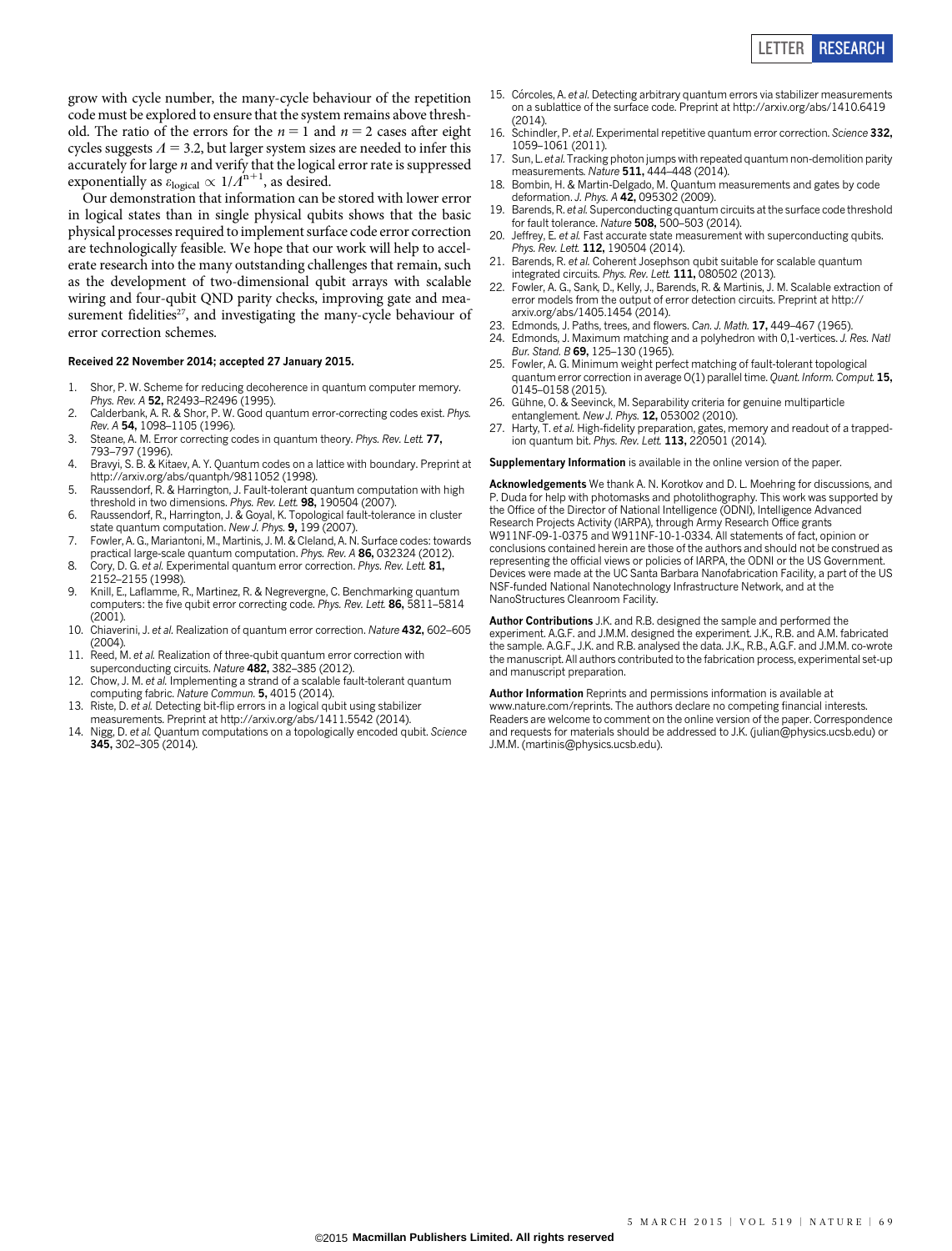grow with cycle number, the many-cycle behaviour of the repetition code must be explored to ensure that the system remains above threshold. The ratio of the errors for the $n = 1$ and $n = 2$ cases after eight cycles suggests $\Lambda = 3.2$, but larger system sizes are needed to infer this accurately for large $n$ and verify that the logical error rate is suppressed exponentially as $\varepsilon_{\mathrm{logical}} \propto 1/\Lambda^{n+1}$, as desired.

Our demonstration that information can be stored with lower error in logical states than in single physical qubits shows that the basic physical processes required to implement surface code error correction are technologically feasible. We hope that our work will help to accelerate research into the many outstanding challenges that remain, such as the development of two-dimensional qubit arrays with scalable wiring and four-qubit QND parity checks, improving gate and measurement fidelities[27], and investigating the many-cycle behaviour of error correction schemes.

**Received 22 November 2014; accepted 27 January 2015.**

1. Shor, P. W. Scheme for reducing decoherence in quantum computer memory. *Phys. Rev. A* **52,** R2493–R2496 (1995).
2. Calderbank, A. R. & Shor, P. W. Good quantum error-correcting codes exist. *Phys. Rev. A* **54,** 1098–1105 (1996).
3. Steane, A. M. Error correcting codes in quantum theory. *Phys. Rev. Lett.* **77,** 793–797 (1996).
4. Bravyi, S. B. & Kitaev, A. Y. Quantum codes on a lattice with boundary. Preprint at http://arxiv.org/abs/quantph/9811052 (1998).
5. Raussendorf, R. & Harrington, J. Fault-tolerant quantum computation with high threshold in two dimensions. *Phys. Rev. Lett.* **98,** 190504 (2007).
6. Raussendorf, R., Harrington, J. & Goyal, K. Topological fault-tolerance in cluster state quantum computation. *New J. Phys.* **9,** 199 (2007).
7. Fowler, A. G., Mariantoni, M., Martinis, J. M. & Cleland, A. N. Surface codes: towards practical large-scale quantum computation. *Phys. Rev. A* **86,** 032324 (2012).
8. Cory, D. G. *et al.* Experimental quantum error correction. *Phys. Rev. Lett.* **81,** 2152–2155 (1998).
9. Knill, E., Laflamme, R., Martinez, R. & Negrevergne, C. Benchmarking quantum computers: the five qubit error correcting code. *Phys. Rev. Lett.* **86,** 5811–5814 (2001).
10. Chiaverini, J. *et al.* Realization of quantum error correction. *Nature* **432,** 602–605 (2004).
11. Reed, M. *et al.* Realization of three-qubit quantum error correction with superconducting circuits. *Nature* **482,** 382–385 (2012).
12. Chow, J. M. *et al.* Implementing a strand of a scalable fault-tolerant quantum computing fabric. *Nature Commun.* **5,** 4015 (2014).
13. Riste, D. *et al.* Detecting bit-flip errors in a logical qubit using stabilizer measurements. Preprint at http://arxiv.org/abs/1411.5542 (2014).
14. Nigg, D. *et al.* Quantum computations on a topologically encoded qubit. *Science* **345,** 302–305 (2014).
15. Córcoles, A. *et al.* Detecting arbitrary quantum errors via stabilizer measurements on a sublattice of the surface code. Preprint at http://arxiv.org/abs/1410.6419 (2014).
16. Schindler, P. *et al.* Experimental repetitive quantum error correction. *Science* **332,** 1059–1061 (2011).
17. Sun, L. *et al.* Tracking photon jumps with repeated quantum non-demolition parity measurements. *Nature* **511,** 444–448 (2014).
18. Bombin, H. & Martin-Delgado, M. Quantum measurements and gates by code deformation. *J. Phys. A* **42,** 095302 (2009).
19. Barends, R. *et al.* Superconducting quantum circuits at the surface code threshold for fault tolerance. *Nature* **508,** 500–503 (2014).
20. Jeffrey, E. *et al.* Fast accurate state measurement with superconducting qubits. *Phys. Rev. Lett.* **112,** 190504 (2014).
21. Barends, R. *et al.* Coherent Josephson qubit suitable for scalable quantum integrated circuits. *Phys. Rev. Lett.* **111,** 080502 (2013).
22. Fowler, A. G., Sank, D., Kelly, J., Barends, R. & Martinis, J. M. Scalable extraction of error models from the output of error detection circuits. Preprint at http://arxiv.org/abs/1405.1454 (2014).
23. Edmonds, J. Paths, trees, and flowers. *Can. J. Math.* **17,** 449–467 (1965).
24. Edmonds, J. Maximum matching and a polyhedron with 0,1-vertices. *J. Res. Natl Bur. Stand. B* **69,** 125–130 (1965).
25. Fowler, A. G. Minimum weight perfect matching of fault-tolerant topological quantum error correction in average O(1) parallel time. *Quant. Inform. Comput.* **15,** 0145–0158 (2015).
26. Gühne, O. & Seevinck, M. Separability criteria for genuine multiparticle entanglement. *New J. Phys.* **12,** 053002 (2010).
27. Harty, T. *et al.* High-fidelity preparation, gates, memory and readout of a trapped-ion quantum bit. *Phys. Rev. Lett.* **113,** 220501 (2014).

**Supplementary Information** is available in the online version of the paper.

**Acknowledgements** We thank A. N. Korotkov and D. L. Moehring for discussions, and P. Duda for help with photomasks and photolithography. This work was supported by the Office of the Director of National Intelligence (ODNI), Intelligence Advanced Research Projects Activity (IARPA), through Army Research Office grants W911NF-09-1-0375 and W911NF-10-1-0334. All statements of fact, opinion or conclusions contained herein are those of the authors and should not be construed as representing the official views or policies of IARPA, the ODNI or the US Government. Devices were made at the UC Santa Barbara Nanofabrication Facility, a part of the US NSF-funded National Nanotechnology Infrastructure Network, and at the NanoStructures Cleanroom Facility.

**Author Contributions** J.K. and R.B. designed the sample and performed the experiment. A.G.F. and J.M.M. designed the experiment. J.K., R.B. and A.M. fabricated the sample. A.G.F., J.K. and R.B. analysed the data. J.K., R.B., A.G.F. and J.M.M. co-wrote the manuscript. All authors contributed to the fabrication process, experimental set-up and manuscript preparation.

**Author Information** Reprints and permissions information is available at www.nature.com/reprints. The authors declare no competing financial interests. Readers are welcome to comment on the online version of the paper. Correspondence and requests for materials should be addressed to J.K. (julian@physics.ucsb.edu) or J.M.M. (martinis@physics.ucsb.edu).